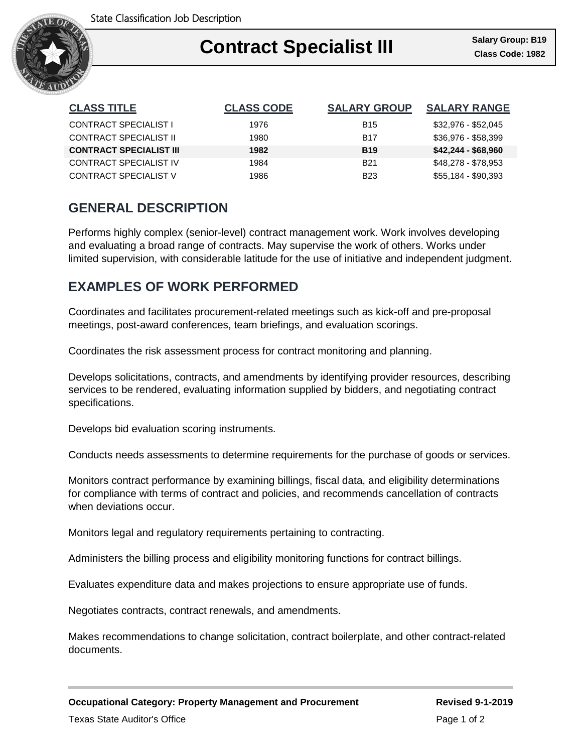# Contract Specialist III

**Salary Group: B19**
**Class Code: 1982**

| CLASS TITLE | CLASS CODE | SALARY GROUP | SALARY RANGE |
|---|---|---|---|
| CONTRACT SPECIALIST I | 1976 | B15 | $32,976 - $52,045 |
| CONTRACT SPECIALIST II | 1980 | B17 | $36,976 - $58,399 |
| **CONTRACT SPECIALIST III** | **1982** | **B19** | **$42,244 - $68,960** |
| CONTRACT SPECIALIST IV | 1984 | B21 | $48,278 - $78,953 |
| CONTRACT SPECIALIST V | 1986 | B23 | $55,184 - $90,393 |

## GENERAL DESCRIPTION

Performs highly complex (senior-level) contract management work. Work involves developing and evaluating a broad range of contracts. May supervise the work of others. Works under limited supervision, with considerable latitude for the use of initiative and independent judgment.

## EXAMPLES OF WORK PERFORMED

Coordinates and facilitates procurement-related meetings such as kick-off and pre-proposal meetings, post-award conferences, team briefings, and evaluation scorings.

Coordinates the risk assessment process for contract monitoring and planning.

Develops solicitations, contracts, and amendments by identifying provider resources, describing services to be rendered, evaluating information supplied by bidders, and negotiating contract specifications.

Develops bid evaluation scoring instruments.

Conducts needs assessments to determine requirements for the purchase of goods or services.

Monitors contract performance by examining billings, fiscal data, and eligibility determinations for compliance with terms of contract and policies, and recommends cancellation of contracts when deviations occur.

Monitors legal and regulatory requirements pertaining to contracting.

Administers the billing process and eligibility monitoring functions for contract billings.

Evaluates expenditure data and makes projections to ensure appropriate use of funds.

Negotiates contracts, contract renewals, and amendments.

Makes recommendations to change solicitation, contract boilerplate, and other contract-related documents.

**Occupational Category: Property Management and Procurement** **Revised 9-1-2019**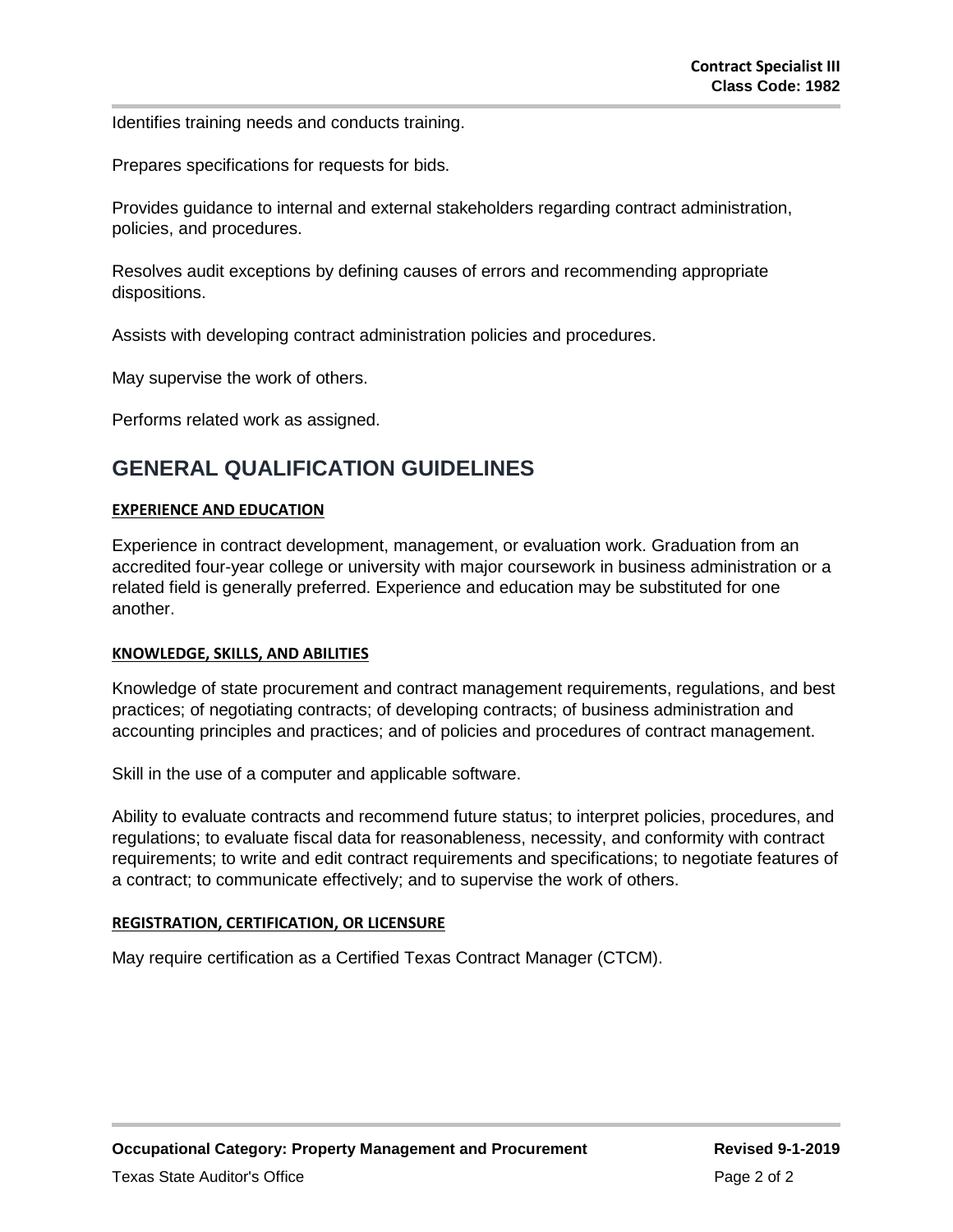Identifies training needs and conducts training.

Prepares specifications for requests for bids.

Provides guidance to internal and external stakeholders regarding contract administration, policies, and procedures.

Resolves audit exceptions by defining causes of errors and recommending appropriate dispositions.

Assists with developing contract administration policies and procedures.

May supervise the work of others.

Performs related work as assigned.

## GENERAL QUALIFICATION GUIDELINES

### EXPERIENCE AND EDUCATION

Experience in contract development, management, or evaluation work. Graduation from an accredited four-year college or university with major coursework in business administration or a related field is generally preferred. Experience and education may be substituted for one another.

### KNOWLEDGE, SKILLS, AND ABILITIES

Knowledge of state procurement and contract management requirements, regulations, and best practices; of negotiating contracts; of developing contracts; of business administration and accounting principles and practices; and of policies and procedures of contract management.

Skill in the use of a computer and applicable software.

Ability to evaluate contracts and recommend future status; to interpret policies, procedures, and regulations; to evaluate fiscal data for reasonableness, necessity, and conformity with contract requirements; to write and edit contract requirements and specifications; to negotiate features of a contract; to communicate effectively; and to supervise the work of others.

### REGISTRATION, CERTIFICATION, OR LICENSURE

May require certification as a Certified Texas Contract Manager (CTCM).